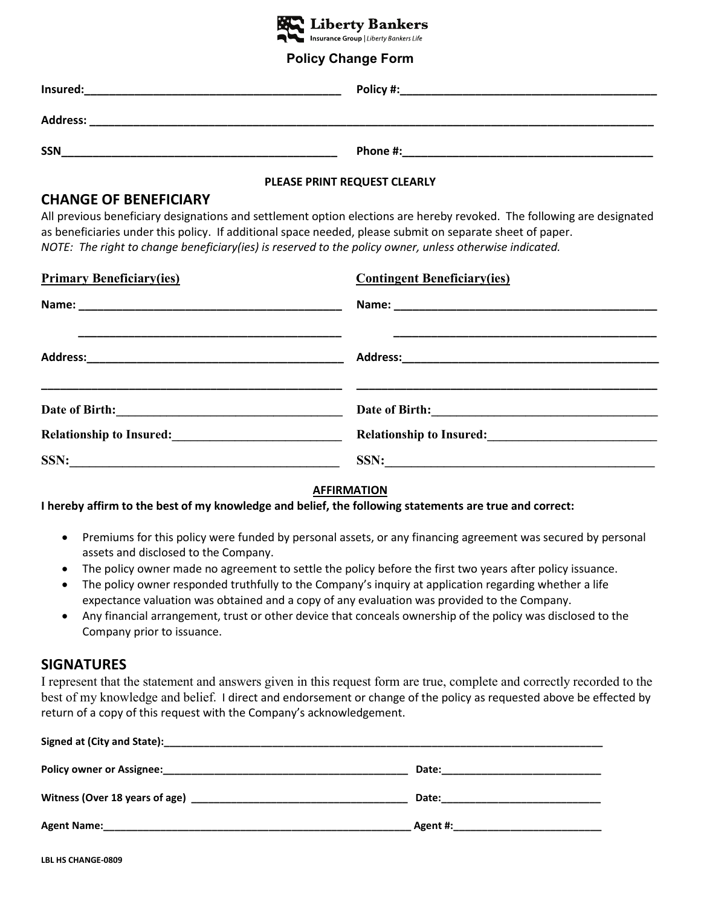**Liberty Bankers**
Insurance Group | *Liberty Bankers Life*

**Policy Change Form**

**Insured:**___________________________________________ **Policy #:**___________________________________________

**Address:** ______________________________________________________________________________________________

**SSN**______________________________________________ **Phone #:**__________________________________________

**PLEASE PRINT REQUEST CLEARLY**

## CHANGE OF BENEFICIARY

All previous beneficiary designations and settlement option elections are hereby revoked. The following are designated as beneficiaries under this policy. If additional space needed, please submit on separate sheet of paper.
*NOTE: The right to change beneficiary(ies) is reserved to the policy owner, unless otherwise indicated.*

| **Primary Beneficiary(ies)** | **Contingent Beneficiary(ies)** |
| --- | --- |
| **Name:** ___________________________________________ | **Name:** ___________________________________________ |
| ___________________________________________ | ___________________________________________ |
| **Address:**___________________________________________ | **Address:**___________________________________________ |
| ___________________________________________ | ___________________________________________ |
| **Date of Birth:**___________________________________ | **Date of Birth:**___________________________________ |
| **Relationship to Insured:**__________________________ | **Relationship to Insured:**__________________________ |
| **SSN:**___________________________________________ | **SSN:**___________________________________________ |

**AFFIRMATION**

**I hereby affirm to the best of my knowledge and belief, the following statements are true and correct:**

- Premiums for this policy were funded by personal assets, or any financing agreement was secured by personal assets and disclosed to the Company.
- The policy owner made no agreement to settle the policy before the first two years after policy issuance.
- The policy owner responded truthfully to the Company's inquiry at application regarding whether a life expectance valuation was obtained and a copy of any evaluation was provided to the Company.
- Any financial arrangement, trust or other device that conceals ownership of the policy was disclosed to the Company prior to issuance.

## SIGNATURES

I represent that the statement and answers given in this request form are true, complete and correctly recorded to the best of my knowledge and belief. I direct and endorsement or change of the policy as requested above be effected by return of a copy of this request with the Company's acknowledgement.

**Signed at (City and State):**______________________________________________________________________________

**Policy owner or Assignee:**___________________________________________ **Date:**____________________________

**Witness (Over 18 years of age)** _____________________________________ **Date:**____________________________

**Agent Name:**_____________________________________________________ **Agent #:**__________________________

LBL HS CHANGE-0809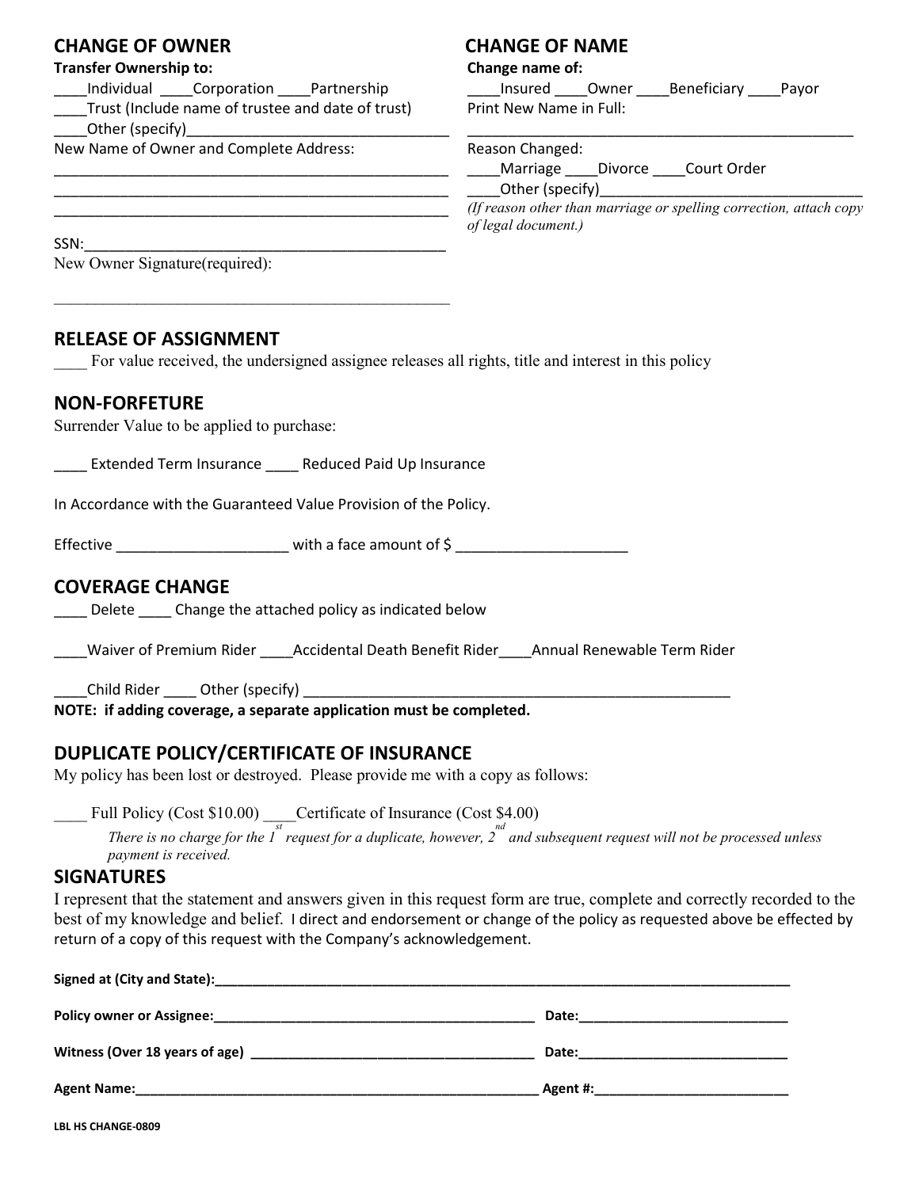## CHANGE OF OWNER

**Transfer Ownership to:**

____Individual ____Corporation ____Partnership

____Trust (Include name of trustee and date of trust)

____Other (specify)_________________________________

New Name of Owner and Complete Address:

__________________________________________________

__________________________________________________

__________________________________________________

SSN:______________________________________________

New Owner Signature(required):

__________________________________________________

## CHANGE OF NAME

**Change name of:**

____Insured ____Owner ____Beneficiary ____Payor

Print New Name in Full:

__________________________________________________

Reason Changed:

____Marriage ____Divorce ____Court Order

____Other (specify)_________________________________

*(If reason other than marriage or spelling correction, attach copy of legal document.)*

## RELEASE OF ASSIGNMENT

____ For value received, the undersigned assignee releases all rights, title and interest in this policy

## NON-FORFETURE

Surrender Value to be applied to purchase:

____ Extended Term Insurance ____ Reduced Paid Up Insurance

In Accordance with the Guaranteed Value Provision of the Policy.

Effective _____________________ with a face amount of $ _____________________

## COVERAGE CHANGE

____ Delete ____ Change the attached policy as indicated below

____Waiver of Premium Rider ____Accidental Death Benefit Rider____Annual Renewable Term Rider

____Child Rider ____ Other (specify) ______________________________________________________

**NOTE: if adding coverage, a separate application must be completed.**

## DUPLICATE POLICY/CERTIFICATE OF INSURANCE

My policy has been lost or destroyed. Please provide me with a copy as follows:

____ Full Policy (Cost $10.00) ____Certificate of Insurance (Cost $4.00)

*There is no charge for the 1st request for a duplicate, however, 2nd and subsequent request will not be processed unless payment is received.*

## SIGNATURES

I represent that the statement and answers given in this request form are true, complete and correctly recorded to the best of my knowledge and belief. I direct and endorsement or change of the policy as requested above be effected by return of a copy of this request with the Company's acknowledgement.

**Signed at (City and State):**_________________________________________________________________

**Policy owner or Assignee:**___________________________________________ **Date:**____________________________

**Witness (Over 18 years of age)** ______________________________________ **Date:**____________________________

**Agent Name:**_______________________________________________________ **Agent #:**__________________________

LBL HS CHANGE-0809